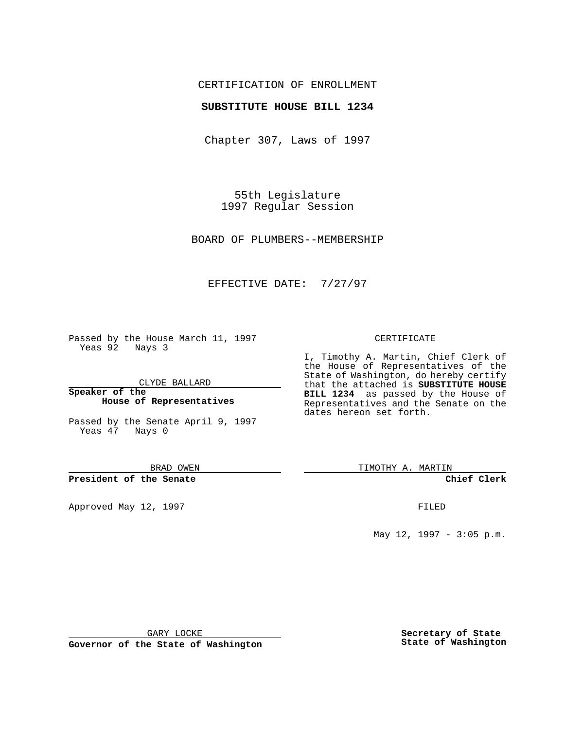CERTIFICATION OF ENROLLMENT

**SUBSTITUTE HOUSE BILL 1234**

Chapter 307, Laws of 1997

55th Legislature
1997 Regular Session

BOARD OF PLUMBERS--MEMBERSHIP

EFFECTIVE DATE: 7/27/97

Passed by the House March 11, 1997
Yeas 92 Nays 3

CLYDE BALLARD

**Speaker of the House of Representatives**

Passed by the Senate April 9, 1997
Yeas 47 Nays 0

BRAD OWEN

**President of the Senate**

Approved May 12, 1997

GARY LOCKE

**Governor of the State of Washington**

CERTIFICATE

I, Timothy A. Martin, Chief Clerk of the House of Representatives of the State of Washington, do hereby certify that the attached is **SUBSTITUTE HOUSE BILL 1234** as passed by the House of Representatives and the Senate on the dates hereon set forth.

TIMOTHY A. MARTIN

**Chief Clerk**

FILED

May 12, 1997 - 3:05 p.m.

**Secretary of State
State of Washington**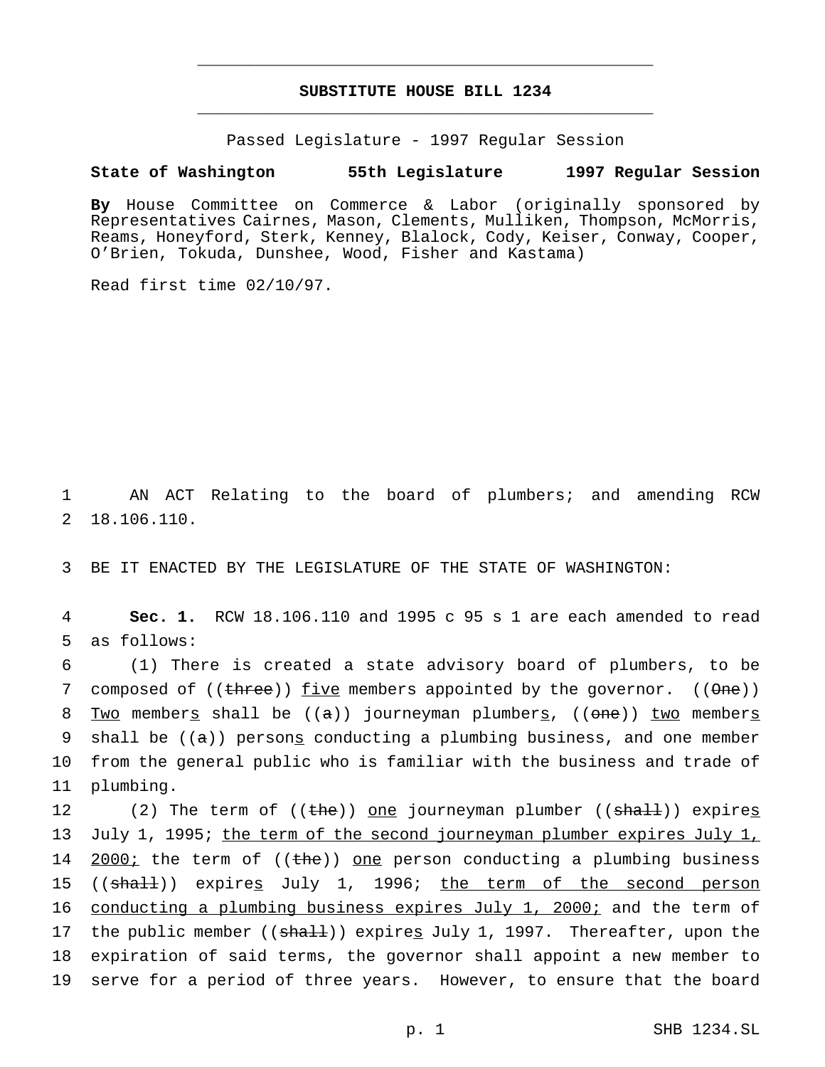# SUBSTITUTE HOUSE BILL 1234

Passed Legislature - 1997 Regular Session

**State of Washington 55th Legislature 1997 Regular Session**

**By** House Committee on Commerce & Labor (originally sponsored by Representatives Cairnes, Mason, Clements, Mulliken, Thompson, McMorris, Reams, Honeyford, Sterk, Kenney, Blalock, Cody, Keiser, Conway, Cooper, O'Brien, Tokuda, Dunshee, Wood, Fisher and Kastama)

Read first time 02/10/97.

1 AN ACT Relating to the board of plumbers; and amending RCW
2 18.106.110.

3 BE IT ENACTED BY THE LEGISLATURE OF THE STATE OF WASHINGTON:

4 **Sec. 1.** RCW 18.106.110 and 1995 c 95 s 1 are each amended to read
5 as follows:

6 (1) There is created a state advisory board of plumbers, to be
7 composed of ((~~three~~)) <u>five</u> members appointed by the governor. ((~~One~~))
8 <u>Two</u> member<u>s</u> shall be ((~~a~~)) journeyman plumber<u>s</u>, ((~~one~~)) <u>two</u> member<u>s</u>
9 shall be ((~~a~~)) person<u>s</u> conducting a plumbing business, and one member
10 from the general public who is familiar with the business and trade of
11 plumbing.

12 (2) The term of ((~~the~~)) <u>one</u> journeyman plumber ((~~shall~~)) expire<u>s</u>
13 July 1, 1995; <u>the term of the second journeyman plumber expires July 1,</u>
14 <u>2000;</u> the term of ((~~the~~)) <u>one</u> person conducting a plumbing business
15 ((~~shall~~)) expire<u>s</u> July 1, 1996; <u>the term of the second person</u>
16 <u>conducting a plumbing business expires July 1, 2000;</u> and the term of
17 the public member ((~~shall~~)) expire<u>s</u> July 1, 1997. Thereafter, upon the
18 expiration of said terms, the governor shall appoint a new member to
19 serve for a period of three years. However, to ensure that the board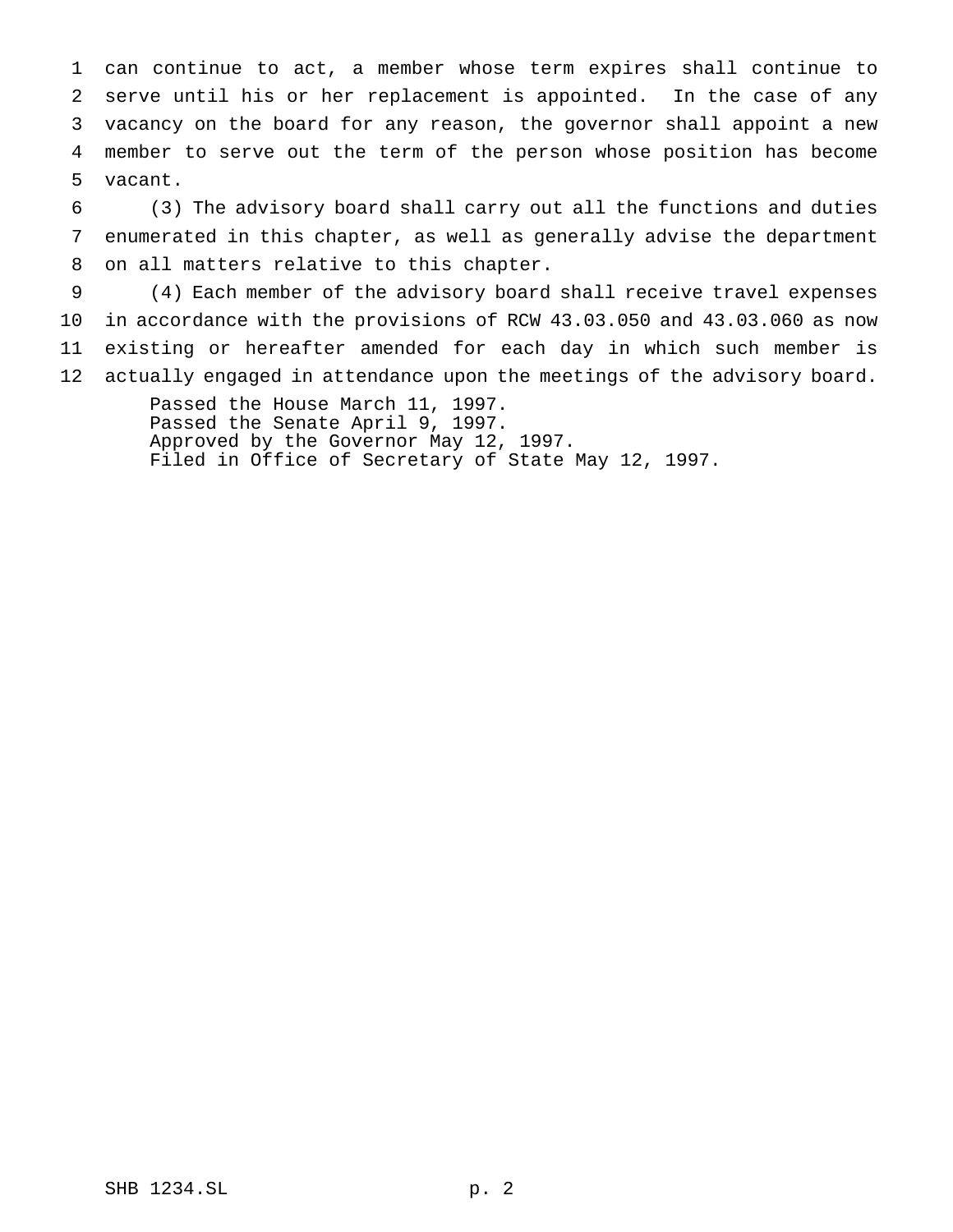can continue to act, a member whose term expires shall continue to serve until his or her replacement is appointed. In the case of any vacancy on the board for any reason, the governor shall appoint a new member to serve out the term of the person whose position has become vacant.

(3) The advisory board shall carry out all the functions and duties enumerated in this chapter, as well as generally advise the department on all matters relative to this chapter.

(4) Each member of the advisory board shall receive travel expenses in accordance with the provisions of RCW 43.03.050 and 43.03.060 as now existing or hereafter amended for each day in which such member is actually engaged in attendance upon the meetings of the advisory board.

Passed the House March 11, 1997.
Passed the Senate April 9, 1997.
Approved by the Governor May 12, 1997.
Filed in Office of Secretary of State May 12, 1997.